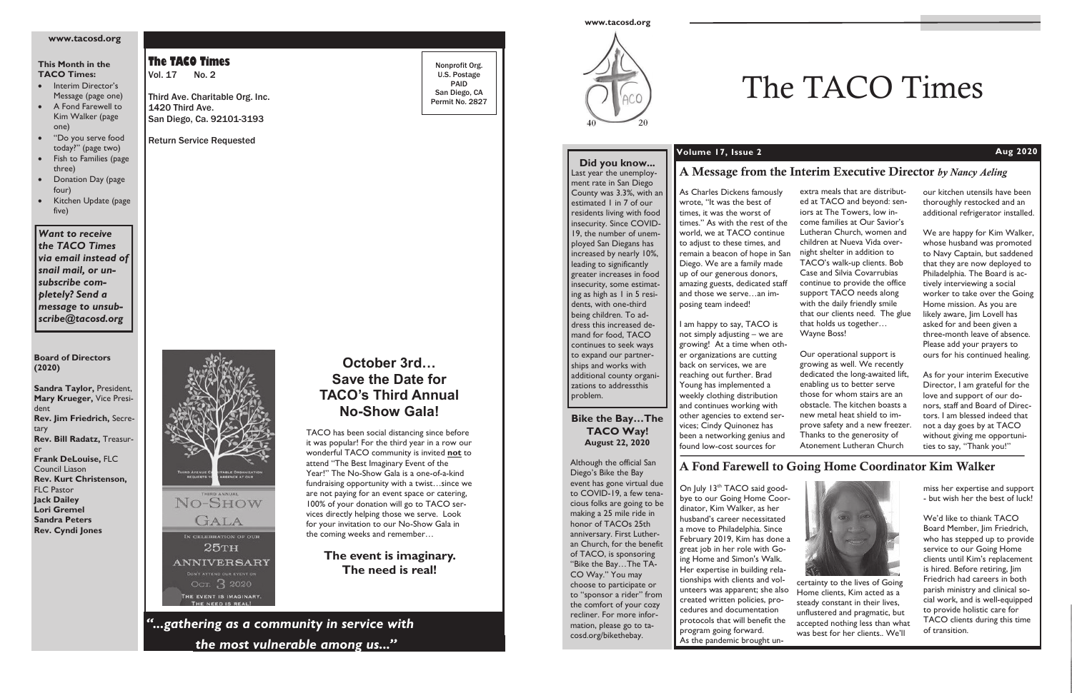www.tacosd.org

**This Month in the TACO Times:**

- Interim Director's Message (page one)
- A Fond Farewell to Kim Walker (page one)
- "Do you serve food today?" (page two)
- Fish to Families (page three)
- Donation Day (page four)
- Kitchen Update (page five)

***Want to receive the TACO Times via email instead of snail mail, or unsubscribe completely? Send a message to unsubscribe@tacosd.org***

**Board of Directors (2020)**

**Sandra Taylor,** President,
**Mary Krueger,** Vice President
**Rev. Jim Friedrich,** Secretary
**Rev. Bill Radatz,** Treasurer
**Frank DeLouise,** FLC Council Liason
**Rev. Kurt Christenson,** FLC Pastor
**Jack Dailey**
**Lori Gremel**
**Sandra Peters**
**Rev. Cyndi Jones**

**The TACO Times**
Vol. 17 No. 2

Third Ave. Charitable Org. Inc.
1420 Third Ave.
San Diego, Ca. 92101-3193

Return Service Requested

Nonprofit Org.
U.S. Postage
PAID
San Diego, CA
Permit No. 2827

THIRD AVENUE CHARITABLE ORGANIZATION REQUESTS YOUR ABSENCE AT OUR
THIRD ANNUAL
NO-SHOW GALA
IN CELEBRATION OF OUR
25TH ANNIVERSARY
DON'T ATTEND OUR EVENT ON
OCT. 3 2020
THE EVENT IS IMAGINARY. THE NEED IS REAL!

## October 3rd… Save the Date for TACO's Third Annual No-Show Gala!

TACO has been social distancing since before it was popular! For the third year in a row our wonderful TACO community is invited **not** to attend "The Best Imaginary Event of the Year!" The No-Show Gala is a one-of-a-kind fundraising opportunity with a twist…since we are not paying for an event space or catering, 100% of your donation will go to TACO services directly helping those we serve. Look for your invitation to our No-Show Gala in the coming weeks and remember…

**The event is imaginary. The need is real!**

*"...gathering as a community in service with the most vulnerable among us..."*

www.tacosd.org

# The TACO Times

**Volume 17, Issue 2** **Aug 2020**

**Did you know...**
Last year the unemployment rate in San Diego County was 3.3%, with an estimated 1 in 7 of our residents living with food insecurity. Since COVID-19, the number of unemployed San Diegans has increased by nearly 10%, leading to significantly greater increases in food insecurity, some estimating as high as 1 in 5 residents, with one-third being children. To address this increased demand for food, TACO continues to seek ways to expand our partnerships and works with additional county organizations to addressthis problem.

**Bike the Bay…The TACO Way!**
**August 22, 2020**

Although the official San Diego's Bike the Bay event has gone virtual due to COVID-19, a few tenacious folks are going to be making a 25 mile ride in honor of TACOs 25th anniversary. First Lutheran Church, for the benefit of TACO, is sponsoring "Bike the Bay…The TACO Way." You may choose to participate or to "sponsor a rider" from the comfort of your cozy recliner. For more information, please go to tacosd.org/bikethebay.

## A Message from the Interim Executive Director *by Nancy Aeling*

As Charles Dickens famously wrote, "It was the best of times, it was the worst of times." As with the rest of the world, we at TACO continue to adjust to these times, and remain a beacon of hope in San Diego. We are a family made up of our generous donors, amazing guests, dedicated staff and those we serve…an imposing team indeed!

I am happy to say, TACO is not simply adjusting – we are growing! At a time when other organizations are cutting back on services, we are reaching out further. Brad Young has implemented a weekly clothing distribution and continues working with other agencies to extend services; Cindy Quinonez has been a networking genius and found low-cost sources for extra meals that are distributed at TACO and beyond: seniors at The Towers, low income families at Our Savior's Lutheran Church, women and children at Nueva Vida overnight shelter in addition to TACO's walk-up clients. Bob Case and Silvia Covarrubias continue to provide the office support TACO needs along with the daily friendly smile that our clients need. The glue that holds us together… Wayne Boss!

Our operational support is growing as well. We recently dedicated the long-awaited lift, enabling us to better serve those for whom stairs are an obstacle. The kitchen boasts a new metal heat shield to improve safety and a new freezer. Thanks to the generosity of Atonement Lutheran Church our kitchen utensils have been thoroughly restocked and an additional refrigerator installed.

We are happy for Kim Walker, whose husband was promoted to Navy Captain, but saddened that they are now deployed to Philadelphia. The Board is actively interviewing a social worker to take over the Going Home mission. As you are likely aware, Jim Lovell has asked for and been given a three-month leave of absence. Please add your prayers to ours for his continued healing.

As for your interim Executive Director, I am grateful for the love and support of our donors, staff and Board of Directors. I am blessed indeed that not a day goes by at TACO without giving me opportunities to say, "Thank you!"

## A Fond Farewell to Going Home Coordinator Kim Walker

On July 13th TACO said goodbye to our Going Home Coordinator, Kim Walker, as her husband's career necessitated a move to Philadelphia. Since February 2019, Kim has done a great job in her role with Going Home and Simon's Walk. Her expertise in building relationships with clients and volunteers was apparent; she also created written policies, procedures and documentation protocols that will benefit the program going forward. As the pandemic brought uncertainty to the lives of Going Home clients, Kim acted as a steady constant in their lives, unflustered and pragmatic, but accepted nothing less than what was best for her clients.. We'll miss her expertise and support - but wish her the best of luck!

We'd like to thank TACO Board Member, Jim Friedrich, who has stepped up to provide service to our Going Home clients until Kim's replacement is hired. Before retiring, Jim Friedrich had careers in both parish ministry and clinical social work, and is well-equipped to provide holistic care for TACO clients during this time of transition.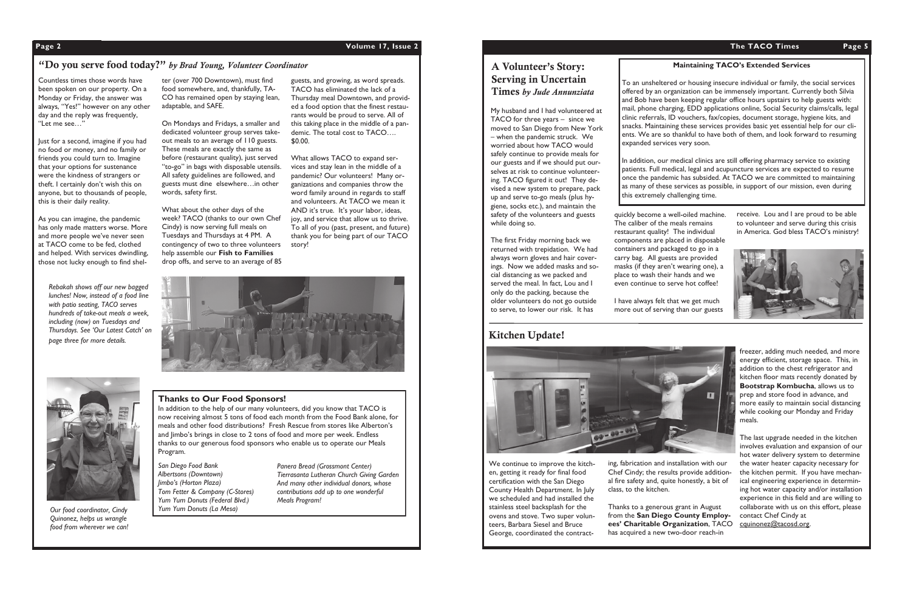## "Do you serve food today?" *by Brad Young, Volunteer Coordinator*

Countless times those words have been spoken on our property. On a Monday or Friday, the answer was always, "Yes!" however on any other day and the reply was frequently, "Let me see…"

Just for a second, imagine if you had no food or money, and no family or friends you could turn to. Imagine that your options for sustenance were the kindness of strangers or theft. I certainly don't wish this on anyone, but to thousands of people, this is their daily reality.

As you can imagine, the pandemic has only made matters worse. More and more people we've never seen at TACO come to be fed, clothed and helped. With services dwindling, those not lucky enough to find shelter (over 700 Downtown), must find food somewhere, and, thankfully, TACO has remained open by staying lean, adaptable, and SAFE.

On Mondays and Fridays, a smaller and dedicated volunteer group serves take-out meals to an average of 110 guests. These meals are exactly the same as before (restaurant quality), just served "to-go" in bags with disposable utensils. All safety guidelines are followed, and guests must dine elsewhere…in other words, safety first.

What about the other days of the week? TACO (thanks to our own Chef Cindy) is now serving full meals on Tuesdays and Thursdays at 4 PM. A contingency of two to three volunteers help assemble our **Fish to Families** drop offs, and serve to an average of 85 guests, and growing, as word spreads. TACO has eliminated the lack of a Thursday meal Downtown, and provided a food option that the finest restaurants would be proud to serve. All of this taking place in the middle of a pandemic. The total cost to TACO…. $0.00.

What allows TACO to expand services and stay lean in the middle of a pandemic? Our volunteers! Many organizations and companies throw the word family around in regards to staff and volunteers. At TACO we mean it AND it's true. It's your labor, ideas, joy, and service that allow us to thrive. To all of you (past, present, and future) thank you for being part of our TACO story!

*Rebakah shows off our new bagged lunches! Now, instead of a food line with patio seating, TACO serves hundreds of take-out meals a week, including (now) on Tuesdays and Thursdays. See 'Our Latest Catch' on page three for more details.*

*Our food coordinator, Cindy Quinonez, helps us wrangle food from wherever we can!*

### Thanks to Our Food Sponsors!

In addition to the help of our many volunteers, did you know that TACO is now receiving almost 5 tons of food each month from the Food Bank alone, for meals and other food distributions? Fresh Rescue from stores like Alberton's and Jimbo's brings in close to 2 tons of food and more per week. Endless thanks to our generous food sponsors who enable us to operate our Meals Program.

*San Diego Food Bank*
*Albertsons (Downtown)*
*Jimbo's (Horton Plaza)*
*Tom Fetter & Company (C-Stores)*
*Yum Yum Donuts (Federal Blvd.)*
*Yum Yum Donuts (La Mesa)*
*Panera Bread (Grossmont Center)*
*Tierrasanta Lutheran Church Giving Garden*
*And many other individual donors, whose contributions add up to one wonderful Meals Program!*

## A Volunteer's Story: Serving in Uncertain Times *by Jude Annunziata*

My husband and I had volunteered at TACO for three years – since we moved to San Diego from New York – when the pandemic struck. We worried about how TACO would safely continue to provide meals for our guests and if we should put ourselves at risk to continue volunteering. TACO figured it out! They devised a new system to prepare, pack up and serve to-go meals (plus hygiene, socks etc.), and maintain the safety of the volunteers and guests while doing so.

The first Friday morning back we returned with trepidation. We had always worn gloves and hair coverings. Now we added masks and social distancing as we packed and served the meal. In fact, Lou and I only do the packing, because the older volunteers do not go outside to serve, to lower our risk. It has quickly become a well-oiled machine. The caliber of the meals remains restaurant quality! The individual components are placed in disposable containers and packaged to go in a carry bag. All guests are provided masks (if they aren't wearing one), a place to wash their hands and we even continue to serve hot coffee!

I have always felt that we get much more out of serving than our guests receive. Lou and I are proud to be able to volunteer and serve during this crisis in America. God bless TACO's ministry!

### Maintaining TACO's Extended Services

To an unsheltered or housing insecure individual or family, the social services offered by an organization can be immensely important. Currently both Silvia and Bob have been keeping regular office hours upstairs to help guests with: mail, phone charging, EDD applications online, Social Security claims/calls, legal clinic referrals, ID vouchers, fax/copies, document storage, hygiene kits, and snacks. Maintaining these services provides basic yet essential help for our clients. We are so thankful to have both of them, and look forward to resuming expanded services very soon.

In addition, our medical clinics are still offering pharmacy service to existing patients. Full medical, legal and acupuncture services are expected to resume once the pandemic has subsided. At TACO we are committed to maintaining as many of these services as possible, in support of our mission, even during this extremely challenging time.

## Kitchen Update!

We continue to improve the kitchen, getting it ready for final food certification with the San Diego County Health Department. In July we scheduled and had installed the stainless steel backsplash for the ovens and stove. Two super volunteers, Barbara Siesel and Bruce George, coordinated the contracting, fabrication and installation with our Chef Cindy; the results provide additional fire safety and, quite honestly, a bit of class, to the kitchen.

Thanks to a generous grant in August from the **San Diego County Employees' Charitable Organization**, TACO has acquired a new two-door reach-in freezer, adding much needed, and more energy efficient, storage space. This, in addition to the chest refrigerator and kitchen floor mats recently donated by **Bootstrap Kombucha**, allows us to prep and store food in advance, and more easily to maintain social distancing while cooking our Monday and Friday meals.

The last upgrade needed in the kitchen involves evaluation and expansion of our hot water delivery system to determine the water heater capacity necessary for the kitchen permit. If you have mechanical engineering experience in determining hot water capacity and/or installation experience in this field and are willing to collaborate with us on this effort, please contact Chef Cindy at cquinonez@tacosd.org.